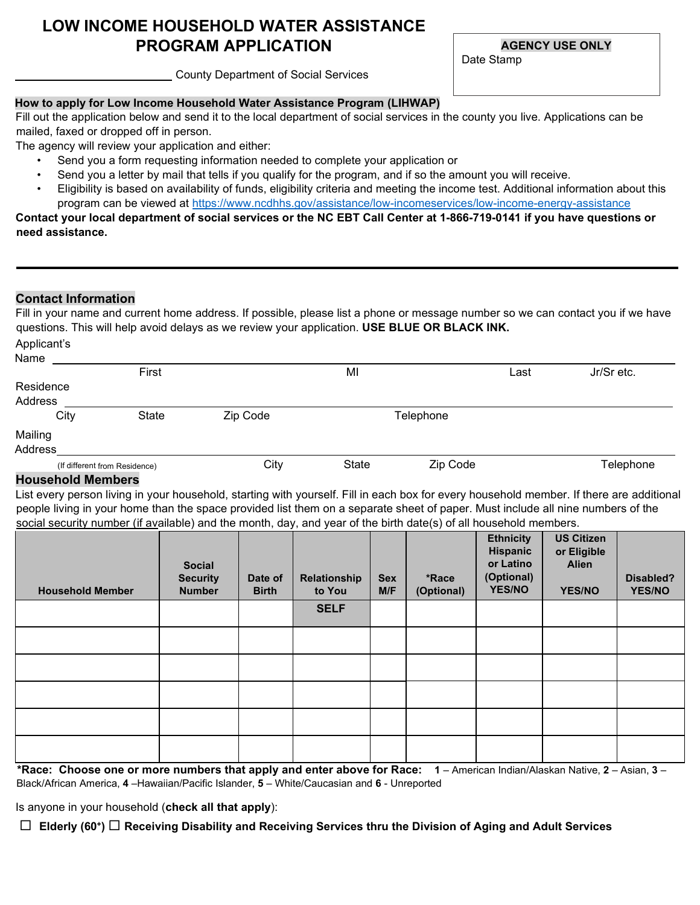# LOW INCOME HOUSEHOLD WATER ASSISTANCE PROGRAM APPLICATION

**AGENCY USE ONLY**
Date Stamp

\_\_\_\_\_\_\_\_\_\_\_\_\_\_\_\_\_\_\_\_\_\_\_\_ County Department of Social Services

**How to apply for Low Income Household Water Assistance Program (LIHWAP)**

Fill out the application below and send it to the local department of social services in the county you live. Applications can be mailed, faxed or dropped off in person.

The agency will review your application and either:

- Send you a form requesting information needed to complete your application or
- Send you a letter by mail that tells if you qualify for the program, and if so the amount you will receive.
- Eligibility is based on availability of funds, eligibility criteria and meeting the income test. Additional information about this program can be viewed at https://www.ncdhhs.gov/assistance/low-incomeservices/low-income-energy-assistance

**Contact your local department of social services or the NC EBT Call Center at 1-866-719-0141 if you have questions or need assistance.**

---

## Contact Information

Fill in your name and current home address. If possible, please list a phone or message number so we can contact you if we have questions. This will help avoid delays as we review your application. **USE BLUE OR BLACK INK.**

Applicant's Name \_\_\_\_\_\_\_\_\_\_\_\_\_\_\_\_\_\_\_\_\_\_\_\_\_\_\_\_\_\_\_\_\_\_\_\_\_\_\_\_\_\_\_\_\_\_\_\_\_\_\_\_\_\_\_\_\_\_\_\_
First MI Last Jr/Sr etc.

Residence Address \_\_\_\_\_\_\_\_\_\_\_\_\_\_\_\_\_\_\_\_\_\_\_\_\_\_\_\_\_\_\_\_\_\_\_\_\_\_\_\_\_\_\_\_\_\_\_\_\_\_\_\_\_\_\_\_\_\_\_\_
City State Zip Code Telephone

Mailing Address \_\_\_\_\_\_\_\_\_\_\_\_\_\_\_\_\_\_\_\_\_\_\_\_\_\_\_\_\_\_\_\_\_\_\_\_\_\_\_\_\_\_\_\_\_\_\_\_\_\_\_\_\_\_\_\_\_\_\_\_
(If different from Residence) City State Zip Code Telephone

## Household Members

List every person living in your household, starting with yourself. Fill in each box for every household member. If there are additional people living in your home than the space provided list them on a separate sheet of paper. Must include all nine numbers of the social security number (if available) and the month, day, and year of the birth date(s) of all household members.

| Household Member | Social Security Number | Date of Birth | Relationship to You | Sex M/F | *Race (Optional) | Ethnicity Hispanic or Latino (Optional) YES/NO | US Citizen or Eligible Alien YES/NO | Disabled? YES/NO |
|---|---|---|---|---|---|---|---|---|
| | | | SELF | | | | | |
| | | | | | | | | |
| | | | | | | | | |
| | | | | | | | | |
| | | | | | | | | |
| | | | | | | | | |

**\*Race: Choose one or more numbers that apply and enter above for Race:** **1** – American Indian/Alaskan Native, **2** – Asian, **3** – Black/African America, **4** –Hawaiian/Pacific Islander, **5** – White/Caucasian and **6** - Unreported

Is anyone in your household (**check all that apply**):

☐ **Elderly (60+)** ☐ **Receiving Disability and Receiving Services thru the Division of Aging and Adult Services**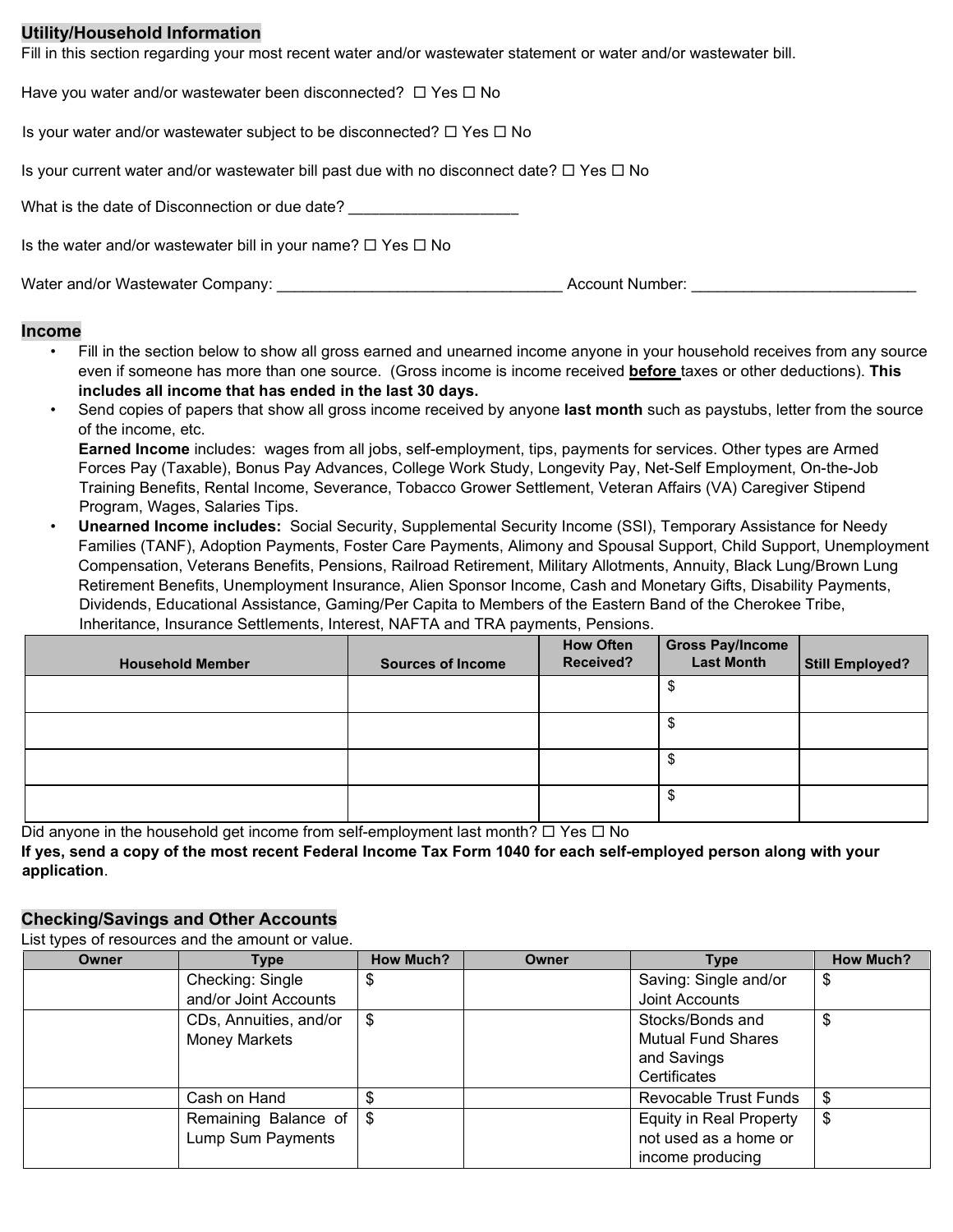## Utility/Household Information

Fill in this section regarding your most recent water and/or wastewater statement or water and/or wastewater bill.

Have you water and/or wastewater been disconnected? ☐ Yes ☐ No

Is your water and/or wastewater subject to be disconnected? ☐ Yes ☐ No

Is your current water and/or wastewater bill past due with no disconnect date? ☐ Yes ☐ No

What is the date of Disconnection or due date? ___________________

Is the water and/or wastewater bill in your name? ☐ Yes ☐ No

Water and/or Wastewater Company: _________________________________ Account Number: __________________________

## Income

- Fill in the section below to show all gross earned and unearned income anyone in your household receives from any source even if someone has more than one source. (Gross income is income received **before** taxes or other deductions). **This includes all income that has ended in the last 30 days.**
- Send copies of papers that show all gross income received by anyone **last month** such as paystubs, letter from the source of the income, etc.
  **Earned Income** includes: wages from all jobs, self-employment, tips, payments for services. Other types are Armed Forces Pay (Taxable), Bonus Pay Advances, College Work Study, Longevity Pay, Net-Self Employment, On-the-Job Training Benefits, Rental Income, Severance, Tobacco Grower Settlement, Veteran Affairs (VA) Caregiver Stipend Program, Wages, Salaries Tips.
- **Unearned Income includes:** Social Security, Supplemental Security Income (SSI), Temporary Assistance for Needy Families (TANF), Adoption Payments, Foster Care Payments, Alimony and Spousal Support, Child Support, Unemployment Compensation, Veterans Benefits, Pensions, Railroad Retirement, Military Allotments, Annuity, Black Lung/Brown Lung Retirement Benefits, Unemployment Insurance, Alien Sponsor Income, Cash and Monetary Gifts, Disability Payments, Dividends, Educational Assistance, Gaming/Per Capita to Members of the Eastern Band of the Cherokee Tribe, Inheritance, Insurance Settlements, Interest, NAFTA and TRA payments, Pensions.

| Household Member | Sources of Income | How Often Received? | Gross Pay/Income Last Month | Still Employed? |
|---|---|---|---|---|
| | | | $ | |
| | | | $ | |
| | | | $ | |
| | | | $ | |

Did anyone in the household get income from self-employment last month? ☐ Yes ☐ No

**If yes, send a copy of the most recent Federal Income Tax Form 1040 for each self-employed person along with your application**.

## Checking/Savings and Other Accounts

List types of resources and the amount or value.

| Owner | Type | How Much? | Owner | Type | How Much? |
|---|---|---|---|---|---|
| | Checking: Single and/or Joint Accounts | $ | | Saving: Single and/or Joint Accounts | $ |
| | CDs, Annuities, and/or Money Markets | $ | | Stocks/Bonds and Mutual Fund Shares and Savings Certificates | $ |
| | Cash on Hand | $ | | Revocable Trust Funds | $ |
| | Remaining Balance of Lump Sum Payments | $ | | Equity in Real Property not used as a home or income producing | $ |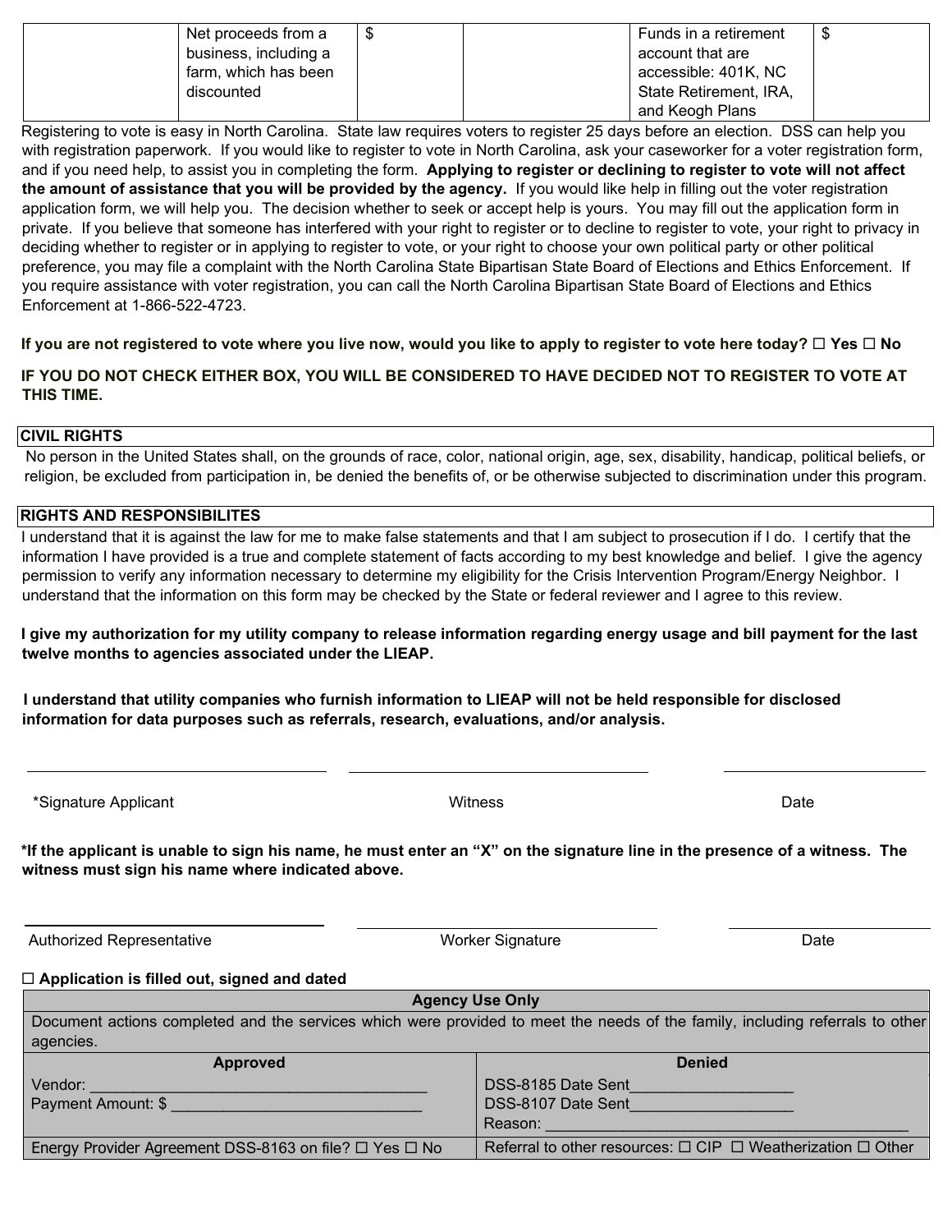|  | Net proceeds from a business, including a farm, which has been discounted | $ |  | Funds in a retirement account that are accessible: 401K, NC State Retirement, IRA, and Keogh Plans | $ |
|---|---|---|---|---|---|

Registering to vote is easy in North Carolina. State law requires voters to register 25 days before an election. DSS can help you with registration paperwork. If you would like to register to vote in North Carolina, ask your caseworker for a voter registration form, and if you need help, to assist you in completing the form. **Applying to register or declining to register to vote will not affect the amount of assistance that you will be provided by the agency.** If you would like help in filling out the voter registration application form, we will help you. The decision whether to seek or accept help is yours. You may fill out the application form in private. If you believe that someone has interfered with your right to register or to decline to register to vote, your right to privacy in deciding whether to register or in applying to register to vote, or your right to choose your own political party or other political preference, you may file a complaint with the North Carolina State Bipartisan State Board of Elections and Ethics Enforcement. If you require assistance with voter registration, you can call the North Carolina Bipartisan State Board of Elections and Ethics Enforcement at 1-866-522-4723.

**If you are not registered to vote where you live now, would you like to apply to register to vote here today? ☐ Yes ☐ No**

**IF YOU DO NOT CHECK EITHER BOX, YOU WILL BE CONSIDERED TO HAVE DECIDED NOT TO REGISTER TO VOTE AT THIS TIME.**

**CIVIL RIGHTS**

No person in the United States shall, on the grounds of race, color, national origin, age, sex, disability, handicap, political beliefs, or religion, be excluded from participation in, be denied the benefits of, or be otherwise subjected to discrimination under this program.

**RIGHTS AND RESPONSIBILITES**

I understand that it is against the law for me to make false statements and that I am subject to prosecution if I do. I certify that the information I have provided is a true and complete statement of facts according to my best knowledge and belief. I give the agency permission to verify any information necessary to determine my eligibility for the Crisis Intervention Program/Energy Neighbor. I understand that the information on this form may be checked by the State or federal reviewer and I agree to this review.

**I give my authorization for my utility company to release information regarding energy usage and bill payment for the last twelve months to agencies associated under the LIEAP.**

**I understand that utility companies who furnish information to LIEAP will not be held responsible for disclosed information for data purposes such as referrals, research, evaluations, and/or analysis.**

_______________________ _______________________ _______________________

*Signature Applicant Witness Date

***If the applicant is unable to sign his name, he must enter an "X" on the signature line in the presence of a witness. The witness must sign his name where indicated above.**

_______________________ _______________________ _______________________

Authorized Representative Worker Signature Date

**☐ Application is filled out, signed and dated**

| **Agency Use Only** | |
|---|---|
| Document actions completed and the services which were provided to meet the needs of the family, including referrals to other agencies. | |
| **Approved** | **Denied** |
| Vendor: ______________________________________<br>Payment Amount: $ ____________________________ | DSS-8185 Date Sent__________________<br>DSS-8107 Date Sent__________________<br>Reason: ____________________________________ |
| Energy Provider Agreement DSS-8163 on file? ☐ Yes ☐ No | Referral to other resources: ☐ CIP ☐ Weatherization ☐ Other |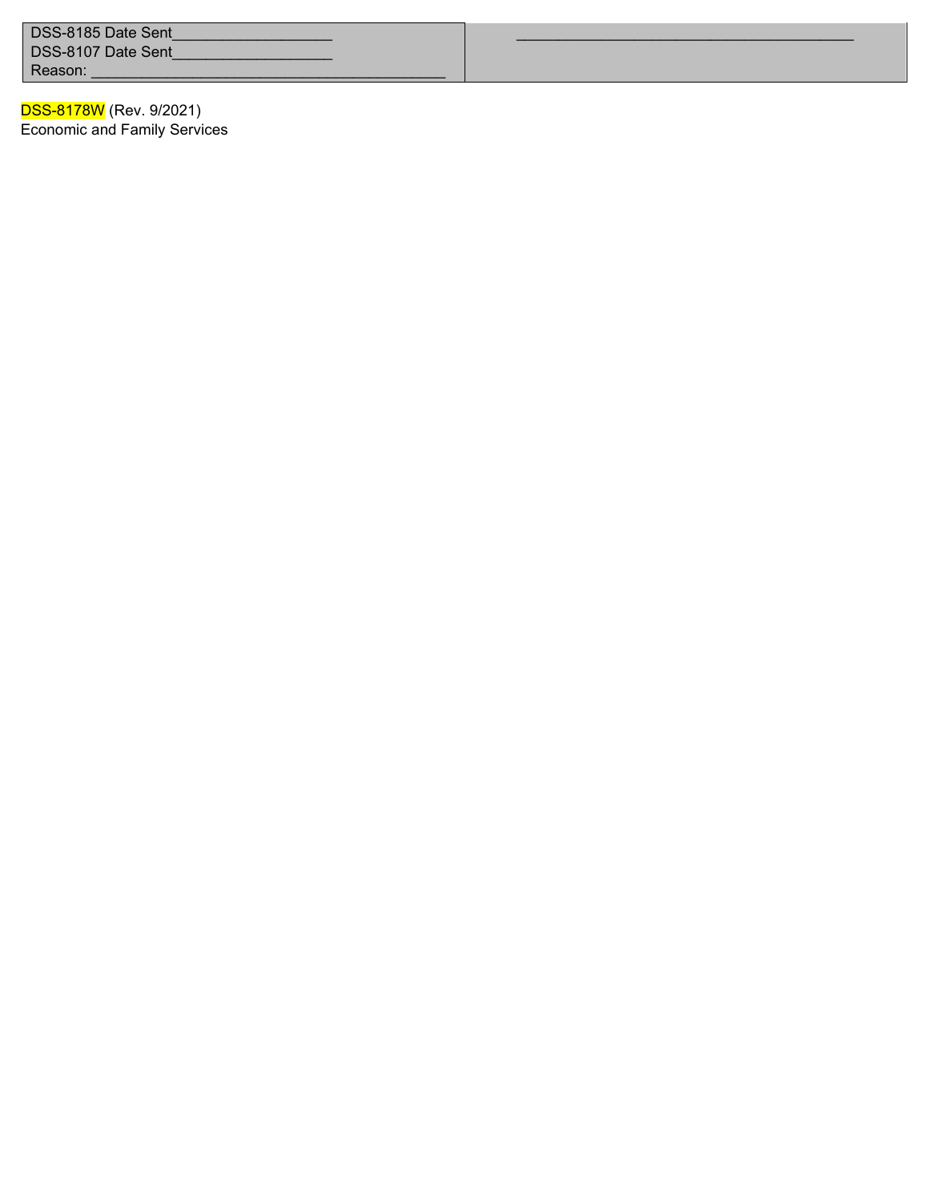| | |
|---|---|
| DSS-8185 Date Sent___________________<br>DSS-8107 Date Sent___________________<br>Reason: __________________________________________ | ________________________________________ |

DSS-8178W (Rev. 9/2021)
Economic and Family Services